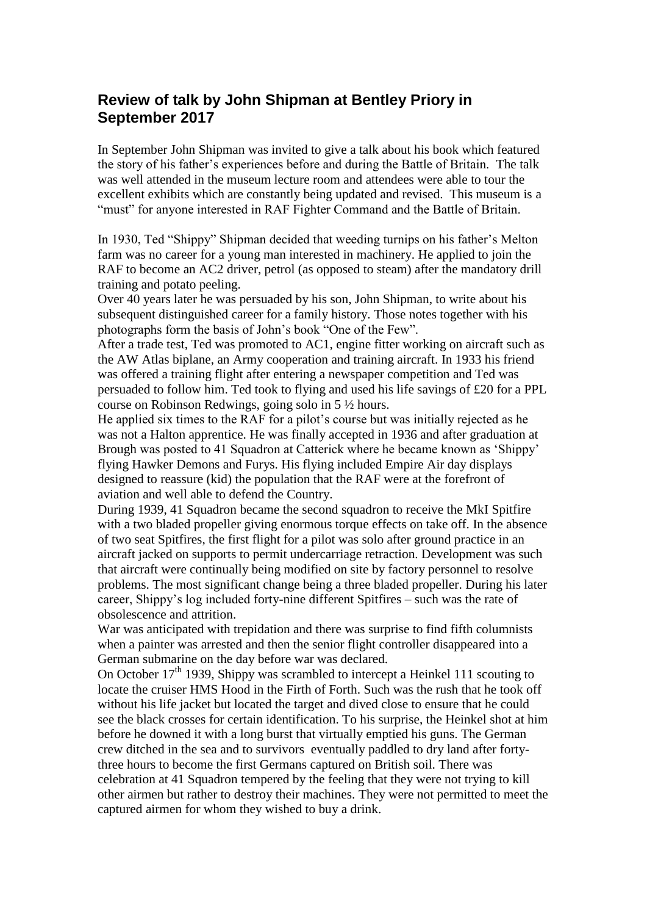## Review of talk by John Shipman at Bentley Priory in September 2017

In September John Shipman was invited to give a talk about his book which featured the story of his father's experiences before and during the Battle of Britain. The talk was well attended in the museum lecture room and attendees were able to tour the excellent exhibits which are constantly being updated and revised. This museum is a "must" for anyone interested in RAF Fighter Command and the Battle of Britain.

In 1930, Ted "Shippy" Shipman decided that weeding turnips on his father's Melton farm was no career for a young man interested in machinery. He applied to join the RAF to become an AC2 driver, petrol (as opposed to steam) after the mandatory drill training and potato peeling.

Over 40 years later he was persuaded by his son, John Shipman, to write about his subsequent distinguished career for a family history. Those notes together with his photographs form the basis of John's book "One of the Few".

After a trade test, Ted was promoted to AC1, engine fitter working on aircraft such as the AW Atlas biplane, an Army cooperation and training aircraft. In 1933 his friend was offered a training flight after entering a newspaper competition and Ted was persuaded to follow him. Ted took to flying and used his life savings of £20 for a PPL course on Robinson Redwings, going solo in 5 ½ hours.

He applied six times to the RAF for a pilot's course but was initially rejected as he was not a Halton apprentice. He was finally accepted in 1936 and after graduation at Brough was posted to 41 Squadron at Catterick where he became known as 'Shippy' flying Hawker Demons and Furys. His flying included Empire Air day displays designed to reassure (kid) the population that the RAF were at the forefront of aviation and well able to defend the Country.

During 1939, 41 Squadron became the second squadron to receive the MkI Spitfire with a two bladed propeller giving enormous torque effects on take off. In the absence of two seat Spitfires, the first flight for a pilot was solo after ground practice in an aircraft jacked on supports to permit undercarriage retraction. Development was such that aircraft were continually being modified on site by factory personnel to resolve problems. The most significant change being a three bladed propeller. During his later career, Shippy's log included forty-nine different Spitfires – such was the rate of obsolescence and attrition.

War was anticipated with trepidation and there was surprise to find fifth columnists when a painter was arrested and then the senior flight controller disappeared into a German submarine on the day before war was declared.

On October 17th 1939, Shippy was scrambled to intercept a Heinkel 111 scouting to locate the cruiser HMS Hood in the Firth of Forth. Such was the rush that he took off without his life jacket but located the target and dived close to ensure that he could see the black crosses for certain identification. To his surprise, the Heinkel shot at him before he downed it with a long burst that virtually emptied his guns. The German crew ditched in the sea and to survivors eventually paddled to dry land after forty-three hours to become the first Germans captured on British soil. There was celebration at 41 Squadron tempered by the feeling that they were not trying to kill other airmen but rather to destroy their machines. They were not permitted to meet the captured airmen for whom they wished to buy a drink.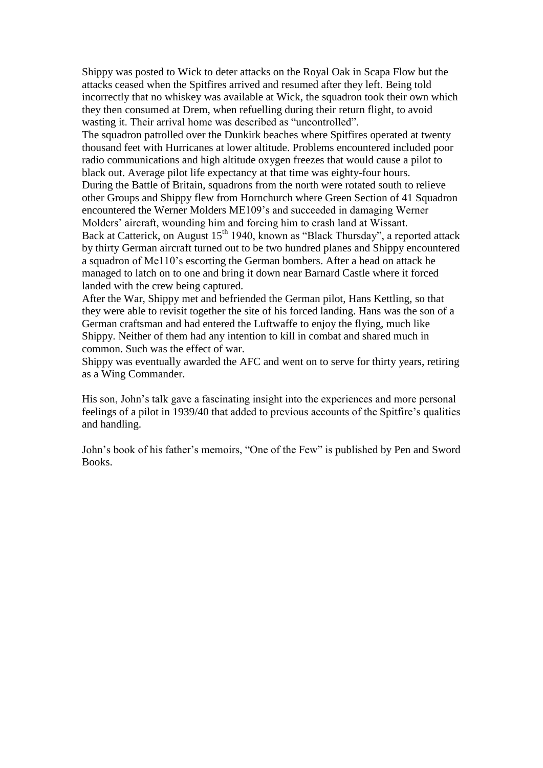Shippy was posted to Wick to deter attacks on the Royal Oak in Scapa Flow but the attacks ceased when the Spitfires arrived and resumed after they left. Being told incorrectly that no whiskey was available at Wick, the squadron took their own which they then consumed at Drem, when refuelling during their return flight, to avoid wasting it. Their arrival home was described as "uncontrolled".

The squadron patrolled over the Dunkirk beaches where Spitfires operated at twenty thousand feet with Hurricanes at lower altitude. Problems encountered included poor radio communications and high altitude oxygen freezes that would cause a pilot to black out. Average pilot life expectancy at that time was eighty-four hours.

During the Battle of Britain, squadrons from the north were rotated south to relieve other Groups and Shippy flew from Hornchurch where Green Section of 41 Squadron encountered the Werner Molders ME109's and succeeded in damaging Werner Molders' aircraft, wounding him and forcing him to crash land at Wissant.

Back at Catterick, on August 15th 1940, known as "Black Thursday", a reported attack by thirty German aircraft turned out to be two hundred planes and Shippy encountered a squadron of Me110's escorting the German bombers. After a head on attack he managed to latch on to one and bring it down near Barnard Castle where it forced landed with the crew being captured.

After the War, Shippy met and befriended the German pilot, Hans Kettling, so that they were able to revisit together the site of his forced landing. Hans was the son of a German craftsman and had entered the Luftwaffe to enjoy the flying, much like Shippy. Neither of them had any intention to kill in combat and shared much in common. Such was the effect of war.

Shippy was eventually awarded the AFC and went on to serve for thirty years, retiring as a Wing Commander.

His son, John's talk gave a fascinating insight into the experiences and more personal feelings of a pilot in 1939/40 that added to previous accounts of the Spitfire's qualities and handling.

John's book of his father's memoirs, "One of the Few" is published by Pen and Sword Books.